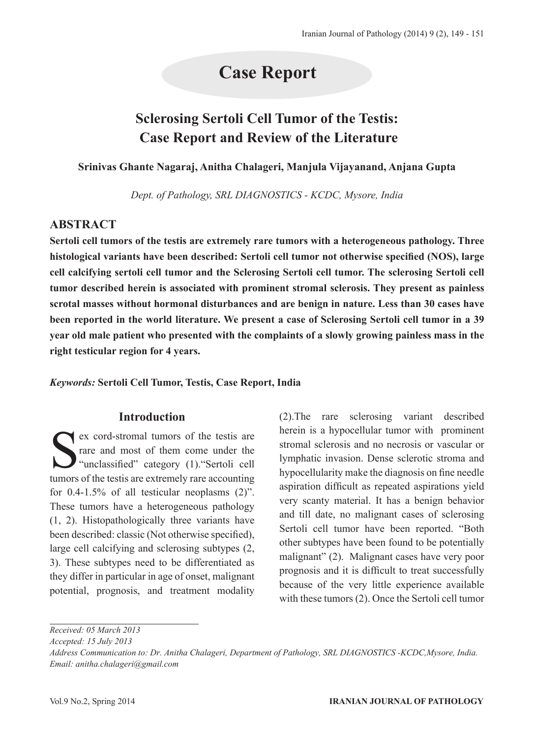## Case Report

# Sclerosing Sertoli Cell Tumor of the Testis: Case Report and Review of the Literature

**Srinivas Ghante Nagaraj, Anitha Chalageri, Manjula Vijayanand, Anjana Gupta**

*Dept. of Pathology, SRL DIAGNOSTICS - KCDC, Mysore, India*

## ABSTRACT

**Sertoli cell tumors of the testis are extremely rare tumors with a heterogeneous pathology. Three histological variants have been described: Sertoli cell tumor not otherwise specified (NOS), large cell calcifying sertoli cell tumor and the Sclerosing Sertoli cell tumor. The sclerosing Sertoli cell tumor described herein is associated with prominent stromal sclerosis. They present as painless scrotal masses without hormonal disturbances and are benign in nature. Less than 30 cases have been reported in the world literature. We present a case of Sclerosing Sertoli cell tumor in a 39 year old male patient who presented with the complaints of a slowly growing painless mass in the right testicular region for 4 years.**

***Keywords:*** **Sertoli Cell Tumor, Testis, Case Report, India**

## Introduction

Sex cord-stromal tumors of the testis are rare and most of them come under the "unclassified" category (1)."Sertoli cell tumors of the testis are extremely rare accounting for 0.4-1.5% of all testicular neoplasms (2)". These tumors have a heterogeneous pathology (1, 2). Histopathologically three variants have been described: classic (Not otherwise specified), large cell calcifying and sclerosing subtypes (2, 3). These subtypes need to be differentiated as they differ in particular in age of onset, malignant potential, prognosis, and treatment modality (2).The rare sclerosing variant described herein is a hypocellular tumor with prominent stromal sclerosis and no necrosis or vascular or lymphatic invasion. Dense sclerotic stroma and hypocellularity make the diagnosis on fine needle aspiration difficult as repeated aspirations yield very scanty material. It has a benign behavior and till date, no malignant cases of sclerosing Sertoli cell tumor have been reported. "Both other subtypes have been found to be potentially malignant" (2). Malignant cases have very poor prognosis and it is difficult to treat successfully because of the very little experience available with these tumors (2). Once the Sertoli cell tumor

*Received: 05 March 2013*
*Accepted: 15 July 2013*
*Address Communication to: Dr. Anitha Chalageri, Department of Pathology, SRL DIAGNOSTICS -KCDC,Mysore, India.*
*Email: anitha.chalageri@gmail.com*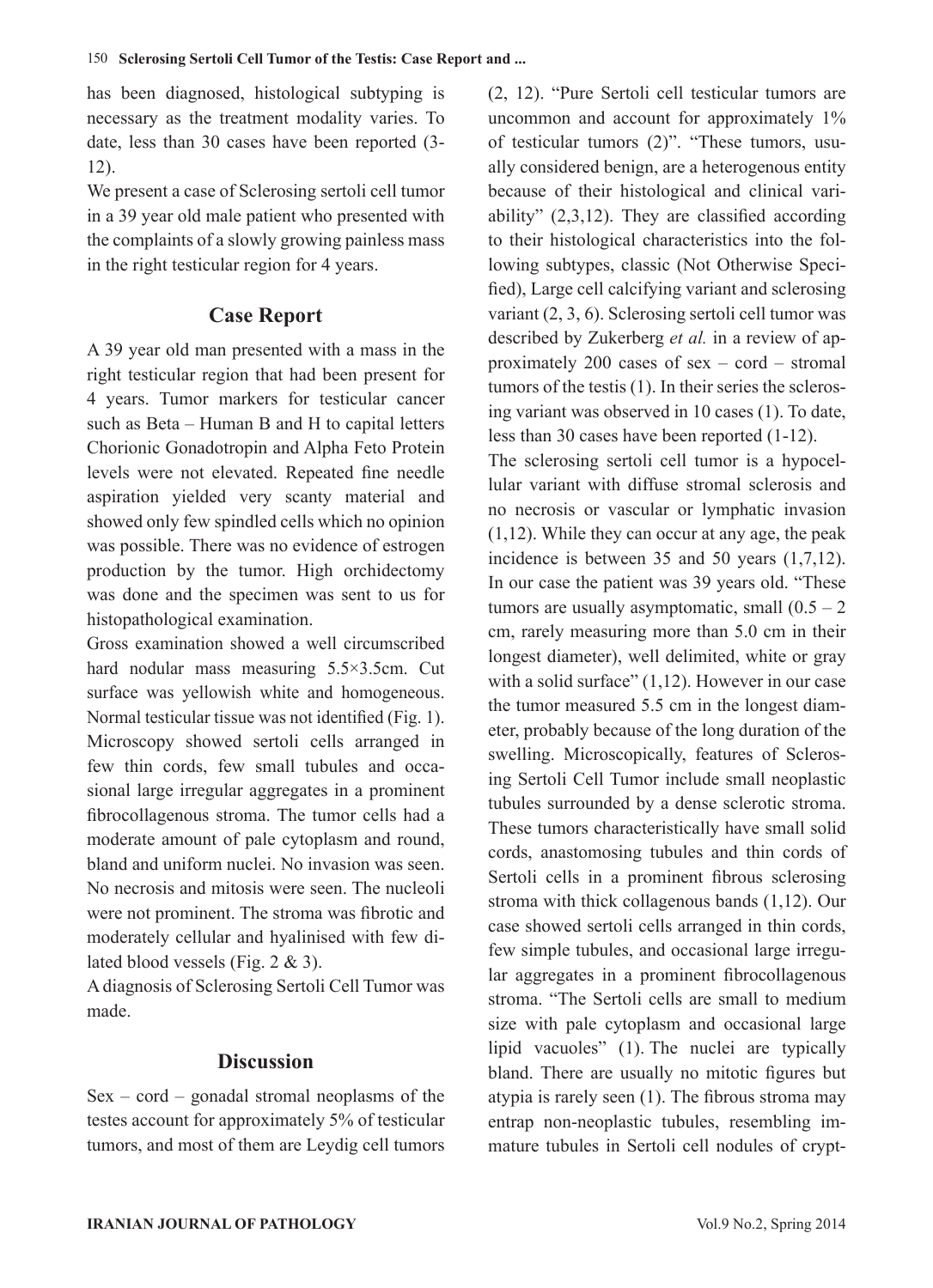has been diagnosed, histological subtyping is necessary as the treatment modality varies. To date, less than 30 cases have been reported (3-12).

We present a case of Sclerosing sertoli cell tumor in a 39 year old male patient who presented with the complaints of a slowly growing painless mass in the right testicular region for 4 years.

## Case Report

A 39 year old man presented with a mass in the right testicular region that had been present for 4 years. Tumor markers for testicular cancer such as Beta – Human B and H to capital letters Chorionic Gonadotropin and Alpha Feto Protein levels were not elevated. Repeated fine needle aspiration yielded very scanty material and showed only few spindled cells which no opinion was possible. There was no evidence of estrogen production by the tumor. High orchidectomy was done and the specimen was sent to us for histopathological examination.

Gross examination showed a well circumscribed hard nodular mass measuring 5.5×3.5cm. Cut surface was yellowish white and homogeneous. Normal testicular tissue was not identified (Fig. 1). Microscopy showed sertoli cells arranged in few thin cords, few small tubules and occasional large irregular aggregates in a prominent fibrocollagenous stroma. The tumor cells had a moderate amount of pale cytoplasm and round, bland and uniform nuclei. No invasion was seen. No necrosis and mitosis were seen. The nucleoli were not prominent. The stroma was fibrotic and moderately cellular and hyalinised with few dilated blood vessels (Fig. 2 & 3).

A diagnosis of Sclerosing Sertoli Cell Tumor was made.

## Discussion

Sex – cord – gonadal stromal neoplasms of the testes account for approximately 5% of testicular tumors, and most of them are Leydig cell tumors (2, 12). "Pure Sertoli cell testicular tumors are uncommon and account for approximately 1% of testicular tumors (2)". "These tumors, usually considered benign, are a heterogenous entity because of their histological and clinical variability" (2,3,12). They are classified according to their histological characteristics into the following subtypes, classic (Not Otherwise Specified), Large cell calcifying variant and sclerosing variant (2, 3, 6). Sclerosing sertoli cell tumor was described by Zukerberg *et al.* in a review of approximately 200 cases of sex – cord – stromal tumors of the testis (1). In their series the sclerosing variant was observed in 10 cases (1). To date, less than 30 cases have been reported (1-12).

The sclerosing sertoli cell tumor is a hypocellular variant with diffuse stromal sclerosis and no necrosis or vascular or lymphatic invasion (1,12). While they can occur at any age, the peak incidence is between 35 and 50 years (1,7,12). In our case the patient was 39 years old. "These tumors are usually asymptomatic, small (0.5 – 2 cm, rarely measuring more than 5.0 cm in their longest diameter), well delimited, white or gray with a solid surface" (1,12). However in our case the tumor measured 5.5 cm in the longest diameter, probably because of the long duration of the swelling. Microscopically, features of Sclerosing Sertoli Cell Tumor include small neoplastic tubules surrounded by a dense sclerotic stroma. These tumors characteristically have small solid cords, anastomosing tubules and thin cords of Sertoli cells in a prominent fibrous sclerosing stroma with thick collagenous bands (1,12). Our case showed sertoli cells arranged in thin cords, few simple tubules, and occasional large irregular aggregates in a prominent fibrocollagenous stroma. "The Sertoli cells are small to medium size with pale cytoplasm and occasional large lipid vacuoles" (1). The nuclei are typically bland. There are usually no mitotic figures but atypia is rarely seen (1). The fibrous stroma may entrap non-neoplastic tubules, resembling immature tubules in Sertoli cell nodules of crypt-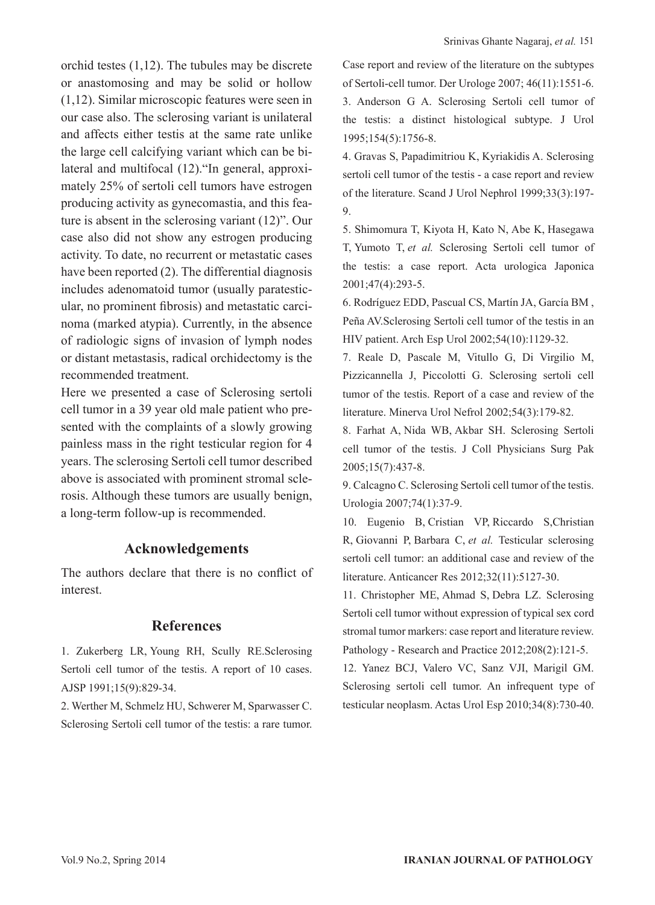orchid testes (1,12). The tubules may be discrete or anastomosing and may be solid or hollow (1,12). Similar microscopic features were seen in our case also. The sclerosing variant is unilateral and affects either testis at the same rate unlike the large cell calcifying variant which can be bilateral and multifocal (12)."In general, approximately 25% of sertoli cell tumors have estrogen producing activity as gynecomastia, and this feature is absent in the sclerosing variant (12)". Our case also did not show any estrogen producing activity. To date, no recurrent or metastatic cases have been reported (2). The differential diagnosis includes adenomatoid tumor (usually paratesticular, no prominent fibrosis) and metastatic carcinoma (marked atypia). Currently, in the absence of radiologic signs of invasion of lymph nodes or distant metastasis, radical orchidectomy is the recommended treatment.

Here we presented a case of Sclerosing sertoli cell tumor in a 39 year old male patient who presented with the complaints of a slowly growing painless mass in the right testicular region for 4 years. The sclerosing Sertoli cell tumor described above is associated with prominent stromal sclerosis. Although these tumors are usually benign, a long-term follow-up is recommended.

## Acknowledgements

The authors declare that there is no conflict of interest.

## References

1. Zukerberg LR, Young RH, Scully RE.Sclerosing Sertoli cell tumor of the testis. A report of 10 cases. AJSP 1991;15(9):829-34.
2. Werther M, Schmelz HU, Schwerer M, Sparwasser C. Sclerosing Sertoli cell tumor of the testis: a rare tumor. Case report and review of the literature on the subtypes of Sertoli-cell tumor. Der Urologe 2007; 46(11):1551-6.
3. Anderson G A. Sclerosing Sertoli cell tumor of the testis: a distinct histological subtype. J Urol 1995;154(5):1756-8.
4. Gravas S, Papadimitriou K, Kyriakidis A. Sclerosing sertoli cell tumor of the testis - a case report and review of the literature. Scand J Urol Nephrol 1999;33(3):197-9.
5. Shimomura T, Kiyota H, Kato N, Abe K, Hasegawa T, Yumoto T, *et al.* Sclerosing Sertoli cell tumor of the testis: a case report. Acta urologica Japonica 2001;47(4):293-5.
6. Rodríguez EDD, Pascual CS, Martín JA, García BM , Peña AV.Sclerosing Sertoli cell tumor of the testis in an HIV patient. Arch Esp Urol 2002;54(10):1129-32.
7. Reale D, Pascale M, Vitullo G, Di Virgilio M, Pizzicannella J, Piccolotti G. Sclerosing sertoli cell tumor of the testis. Report of a case and review of the literature. Minerva Urol Nefrol 2002;54(3):179-82.
8. Farhat A, Nida WB, Akbar SH. Sclerosing Sertoli cell tumor of the testis. J Coll Physicians Surg Pak 2005;15(7):437-8.
9. Calcagno C. Sclerosing Sertoli cell tumor of the testis. Urologia 2007;74(1):37-9.
10. Eugenio B, Cristian VP, Riccardo S,Christian R, Giovanni P, Barbara C, *et al.* Testicular sclerosing sertoli cell tumor: an additional case and review of the literature. Anticancer Res 2012;32(11):5127-30.
11. Christopher ME, Ahmad S, Debra LZ. Sclerosing Sertoli cell tumor without expression of typical sex cord stromal tumor markers: case report and literature review. Pathology - Research and Practice 2012;208(2):121-5.
12. Yanez BCJ, Valero VC, Sanz VJI, Marigil GM. Sclerosing sertoli cell tumor. An infrequent type of testicular neoplasm. Actas Urol Esp 2010;34(8):730-40.